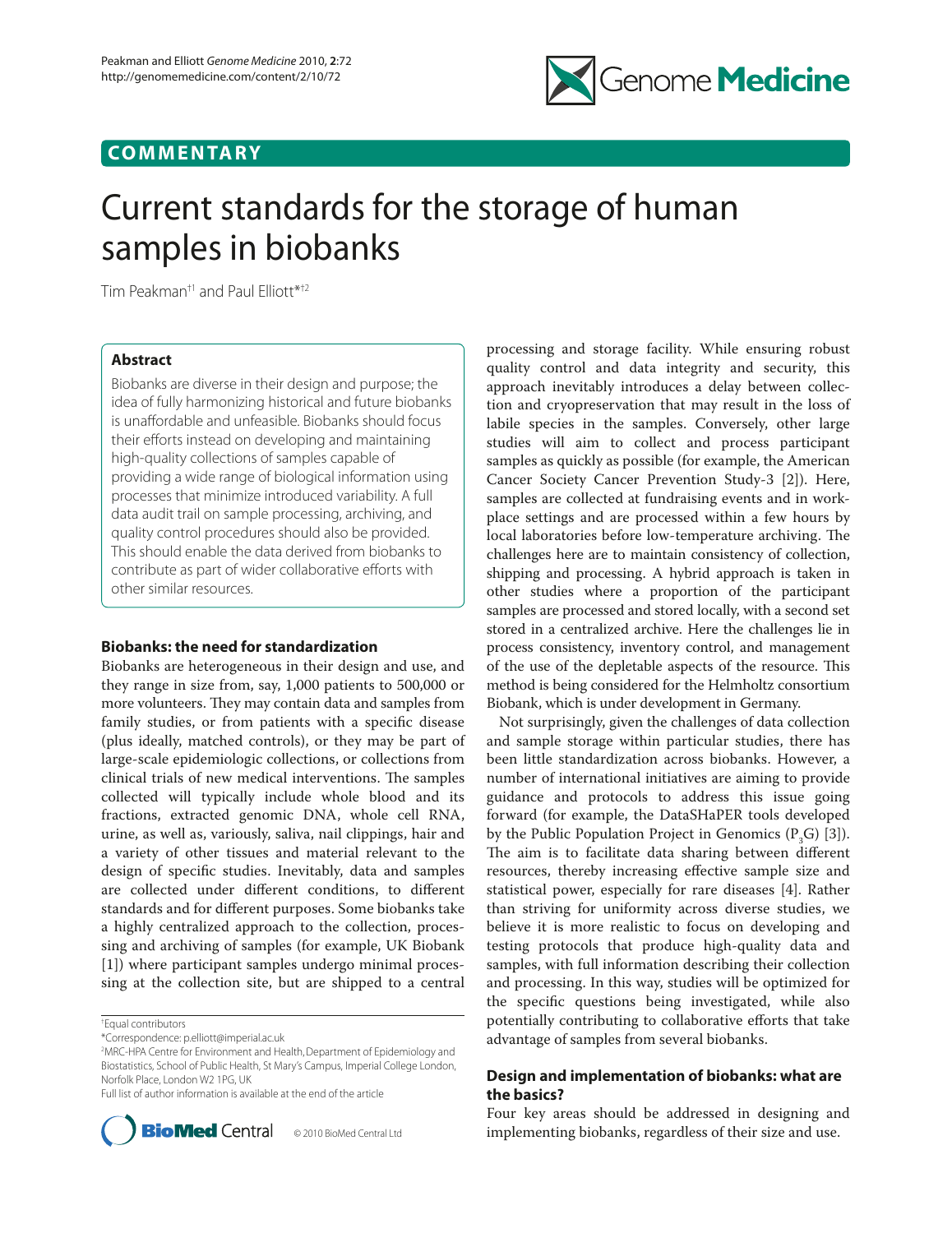## COMMENTARY

# Current standards for the storage of human samples in biobanks

Tim Peakman[†1] and Paul Elliott*[†2]

### Abstract

Biobanks are diverse in their design and purpose; the idea of fully harmonizing historical and future biobanks is unaffordable and unfeasible. Biobanks should focus their efforts instead on developing and maintaining high-quality collections of samples capable of providing a wide range of biological information using processes that minimize introduced variability. A full data audit trail on sample processing, archiving, and quality control procedures should also be provided. This should enable the data derived from biobanks to contribute as part of wider collaborative efforts with other similar resources.

### Biobanks: the need for standardization

Biobanks are heterogeneous in their design and use, and they range in size from, say, 1,000 patients to 500,000 or more volunteers. They may contain data and samples from family studies, or from patients with a specific disease (plus ideally, matched controls), or they may be part of large-scale epidemiologic collections, or collections from clinical trials of new medical interventions. The samples collected will typically include whole blood and its fractions, extracted genomic DNA, whole cell RNA, urine, as well as, variously, saliva, nail clippings, hair and a variety of other tissues and material relevant to the design of specific studies. Inevitably, data and samples are collected under different conditions, to different standards and for different purposes. Some biobanks take a highly centralized approach to the collection, processing and archiving of samples (for example, UK Biobank [1]) where participant samples undergo minimal processing at the collection site, but are shipped to a central processing and storage facility. While ensuring robust quality control and data integrity and security, this approach inevitably introduces a delay between collection and cryopreservation that may result in the loss of labile species in the samples. Conversely, other large studies will aim to collect and process participant samples as quickly as possible (for example, the American Cancer Society Cancer Prevention Study-3 [2]). Here, samples are collected at fundraising events and in workplace settings and are processed within a few hours by local laboratories before low-temperature archiving. The challenges here are to maintain consistency of collection, shipping and processing. A hybrid approach is taken in other studies where a proportion of the participant samples are processed and stored locally, with a second set stored in a centralized archive. Here the challenges lie in process consistency, inventory control, and management of the use of the depletable aspects of the resource. This method is being considered for the Helmholtz consortium Biobank, which is under development in Germany.

Not surprisingly, given the challenges of data collection and sample storage within particular studies, there has been little standardization across biobanks. However, a number of international initiatives are aiming to provide guidance and protocols to address this issue going forward (for example, the DataSHaPER tools developed by the Public Population Project in Genomics ($P_3G$) [3]). The aim is to facilitate data sharing between different resources, thereby increasing effective sample size and statistical power, especially for rare diseases [4]. Rather than striving for uniformity across diverse studies, we believe it is more realistic to focus on developing and testing protocols that produce high-quality data and samples, with full information describing their collection and processing. In this way, studies will be optimized for the specific questions being investigated, while also potentially contributing to collaborative efforts that take advantage of samples from several biobanks.

### Design and implementation of biobanks: what are the basics?

Four key areas should be addressed in designing and implementing biobanks, regardless of their size and use.

†Equal contributors
*Correspondence: p.elliott@imperial.ac.uk
[2]MRC-HPA Centre for Environment and Health, Department of Epidemiology and Biostatistics, School of Public Health, St Mary's Campus, Imperial College London, Norfolk Place, London W2 1PG, UK
Full list of author information is available at the end of the article

© 2010 BioMed Central Ltd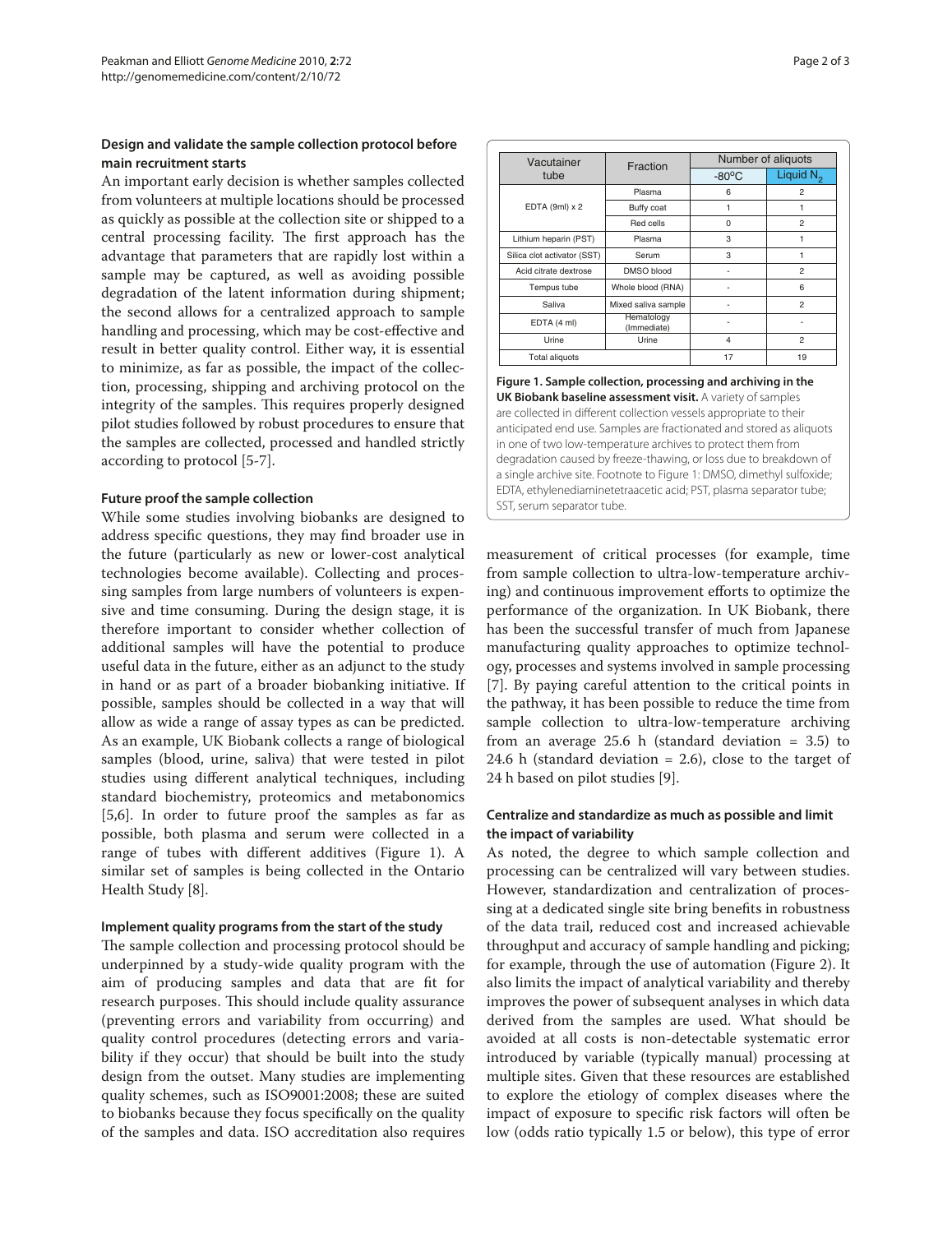### Design and validate the sample collection protocol before main recruitment starts

An important early decision is whether samples collected from volunteers at multiple locations should be processed as quickly as possible at the collection site or shipped to a central processing facility. The first approach has the advantage that parameters that are rapidly lost within a sample may be captured, as well as avoiding possible degradation of the latent information during shipment; the second allows for a centralized approach to sample handling and processing, which may be cost-effective and result in better quality control. Either way, it is essential to minimize, as far as possible, the impact of the collection, processing, shipping and archiving protocol on the integrity of the samples. This requires properly designed pilot studies followed by robust procedures to ensure that the samples are collected, processed and handled strictly according to protocol [5-7].

### Future proof the sample collection

While some studies involving biobanks are designed to address specific questions, they may find broader use in the future (particularly as new or lower-cost analytical technologies become available). Collecting and processing samples from large numbers of volunteers is expensive and time consuming. During the design stage, it is therefore important to consider whether collection of additional samples will have the potential to produce useful data in the future, either as an adjunct to the study in hand or as part of a broader biobanking initiative. If possible, samples should be collected in a way that will allow as wide a range of assay types as can be predicted. As an example, UK Biobank collects a range of biological samples (blood, urine, saliva) that were tested in pilot studies using different analytical techniques, including standard biochemistry, proteomics and metabonomics [5,6]. In order to future proof the samples as far as possible, both plasma and serum were collected in a range of tubes with different additives (Figure 1). A similar set of samples is being collected in the Ontario Health Study [8].

| Vacutainer tube | Fraction | Number of aliquots | |
|---|---|---|---|
| | | -80°C | Liquid $N_2$ |
| EDTA (9ml) x 2 | Plasma | 6 | 2 |
| | Buffy coat | 1 | 1 |
| | Red cells | 0 | 2 |
| Lithium heparin (PST) | Plasma | 3 | 1 |
| Silica clot activator (SST) | Serum | 3 | 1 |
| Acid citrate dextrose | DMSO blood | - | 2 |
| Tempus tube | Whole blood (RNA) | - | 6 |
| Saliva | Mixed saliva sample | - | 2 |
| EDTA (4 ml) | Hematology (Immediate) | - | - |
| Urine | Urine | 4 | 2 |
| Total aliquots | | 17 | 19 |

**Figure 1. Sample collection, processing and archiving in the UK Biobank baseline assessment visit.** A variety of samples are collected in different collection vessels appropriate to their anticipated end use. Samples are fractionated and stored as aliquots in one of two low-temperature archives to protect them from degradation caused by freeze-thawing, or loss due to breakdown of a single archive site. Footnote to Figure 1: DMSO, dimethyl sulfoxide; EDTA, ethylenediaminetetraacetic acid; PST, plasma separator tube; SST, serum separator tube.

### Implement quality programs from the start of the study

The sample collection and processing protocol should be underpinned by a study-wide quality program with the aim of producing samples and data that are fit for research purposes. This should include quality assurance (preventing errors and variability from occurring) and quality control procedures (detecting errors and variability if they occur) that should be built into the study design from the outset. Many studies are implementing quality schemes, such as ISO9001:2008; these are suited to biobanks because they focus specifically on the quality of the samples and data. ISO accreditation also requires measurement of critical processes (for example, time from sample collection to ultra-low-temperature archiving) and continuous improvement efforts to optimize the performance of the organization. In UK Biobank, there has been the successful transfer of much from Japanese manufacturing quality approaches to optimize technology, processes and systems involved in sample processing [7]. By paying careful attention to the critical points in the pathway, it has been possible to reduce the time from sample collection to ultra-low-temperature archiving from an average 25.6 h (standard deviation = 3.5) to 24.6 h (standard deviation = 2.6), close to the target of 24 h based on pilot studies [9].

### Centralize and standardize as much as possible and limit the impact of variability

As noted, the degree to which sample collection and processing can be centralized will vary between studies. However, standardization and centralization of processing at a dedicated single site bring benefits in robustness of the data trail, reduced cost and increased achievable throughput and accuracy of sample handling and picking; for example, through the use of automation (Figure 2). It also limits the impact of analytical variability and thereby improves the power of subsequent analyses in which data derived from the samples are used. What should be avoided at all costs is non-detectable systematic error introduced by variable (typically manual) processing at multiple sites. Given that these resources are established to explore the etiology of complex diseases where the impact of exposure to specific risk factors will often be low (odds ratio typically 1.5 or below), this type of error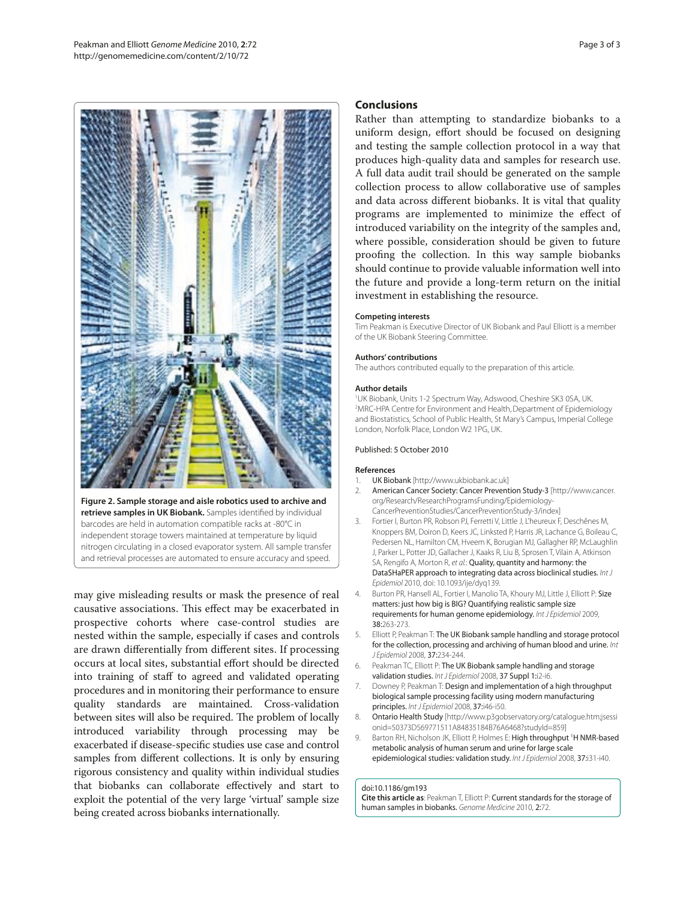**Figure 2. Sample storage and aisle robotics used to archive and retrieve samples in UK Biobank.** Samples identified by individual barcodes are held in automation compatible racks at -80°C in independent storage towers maintained at temperature by liquid nitrogen circulating in a closed evaporator system. All sample transfer and retrieval processes are automated to ensure accuracy and speed.

may give misleading results or mask the presence of real causative associations. This effect may be exacerbated in prospective cohorts where case-control studies are nested within the sample, especially if cases and controls are drawn differentially from different sites. If processing occurs at local sites, substantial effort should be directed into training of staff to agreed and validated operating procedures and in monitoring their performance to ensure quality standards are maintained. Cross-validation between sites will also be required. The problem of locally introduced variability through processing may be exacerbated if disease-specific studies use case and control samples from different collections. It is only by ensuring rigorous consistency and quality within individual studies that biobanks can collaborate effectively and start to exploit the potential of the very large 'virtual' sample size being created across biobanks internationally.

## Conclusions

Rather than attempting to standardize biobanks to a uniform design, effort should be focused on designing and testing the sample collection protocol in a way that produces high-quality data and samples for research use. A full data audit trail should be generated on the sample collection process to allow collaborative use of samples and data across different biobanks. It is vital that quality programs are implemented to minimize the effect of introduced variability on the integrity of the samples and, where possible, consideration should be given to future proofing the collection. In this way sample biobanks should continue to provide valuable information well into the future and provide a long-term return on the initial investment in establishing the resource.

#### Competing interests

Tim Peakman is Executive Director of UK Biobank and Paul Elliott is a member of the UK Biobank Steering Committee.

#### Authors' contributions

The authors contributed equally to the preparation of this article.

#### Author details

[1]UK Biobank, Units 1-2 Spectrum Way, Adswood, Cheshire SK3 0SA, UK. [2]MRC-HPA Centre for Environment and Health, Department of Epidemiology and Biostatistics, School of Public Health, St Mary's Campus, Imperial College London, Norfolk Place, London W2 1PG, UK.

Published: 5 October 2010

#### References

1. UK Biobank [http://www.ukbiobank.ac.uk]
2. American Cancer Society: Cancer Prevention Study-3 [http://www.cancer.org/Research/ResearchProgramsFunding/Epidemiology-CancerPreventionStudies/CancerPreventionStudy-3/index]
3. Fortier I, Burton PR, Robson PJ, Ferretti V, Little J, L'heureux F, Deschênes M, Knoppers BM, Doiron D, Keers JC, Linksted P, Harris JR, Lachance G, Boileau C, Pedersen NL, Hamilton CM, Hveem K, Borugian MJ, Gallagher RP, McLaughlin J, Parker L, Potter JD, Gallacher J, Kaaks R, Liu B, Sprosen T, Vilain A, Atkinson SA, Rengifo A, Morton R, *et al.*: Quality, quantity and harmony: the DataSHaPER approach to integrating data across bioclinical studies. *Int J Epidemiol* 2010, doi: 10.1093/ije/dyq139.
4. Burton PR, Hansell AL, Fortier I, Manolio TA, Khoury MJ, Little J, Elliott P: Size matters: just how big is BIG? Quantifying realistic sample size requirements for human genome epidemiology. *Int J Epidemiol* 2009, **38**:263-273.
5. Elliott P, Peakman T: The UK Biobank sample handling and storage protocol for the collection, processing and archiving of human blood and urine. *Int J Epidemiol* 2008, **37**:234-244.
6. Peakman TC, Elliott P: The UK Biobank sample handling and storage validation studies. *Int J Epidemiol* 2008, **37** Suppl 1:i2-i6.
7. Downey P, Peakman T: Design and implementation of a high throughput biological sample processing facility using modern manufacturing principles. *Int J Epidemiol* 2008, **37**:i46-i50.
8. Ontario Health Study [http://www.p3gobservatory.org/catalogue.htm;jsessionid=50373D569771511A84835184B76A6468?studyId=859]
9. Barton RH, Nicholson JK, Elliott P, Holmes E: High throughput [1]H NMR-based metabolic analysis of human serum and urine for large scale epidemiological studies: validation study. *Int J Epidemiol* 2008, **37**:i31-i40.

doi:10.1186/gm193
**Cite this article as**: Peakman T, Elliott P: Current standards for the storage of human samples in biobanks. *Genome Medicine* 2010, **2**:72.